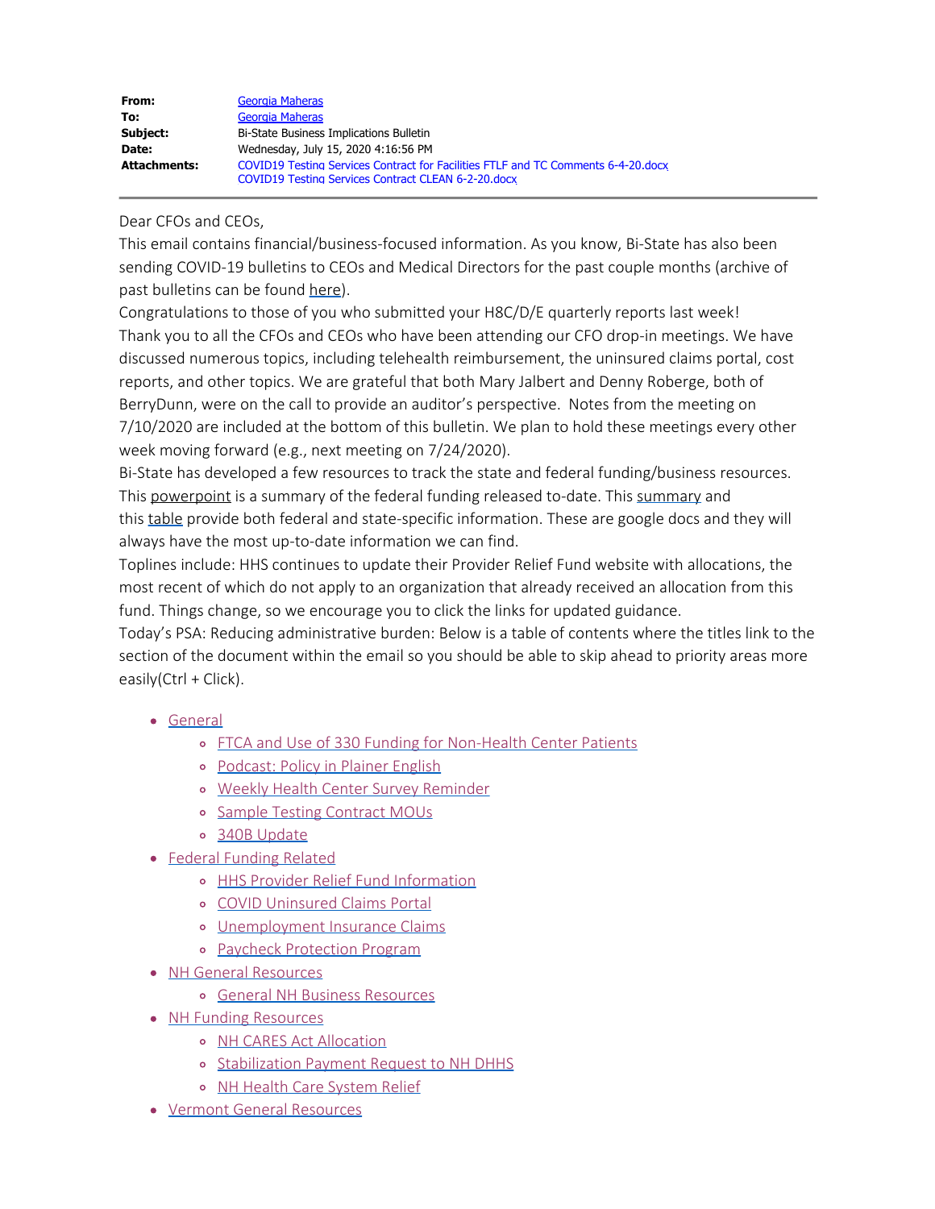| | |
|---|---|
| **From:** | Georgia Maheras |
| **To:** | Georgia Maheras |
| **Subject:** | Bi-State Business Implications Bulletin |
| **Date:** | Wednesday, July 15, 2020 4:16:56 PM |
| **Attachments:** | COVID19 Testing Services Contract for Facilities FTLF and TC Comments 6-4-20.docx<br>COVID19 Testing Services Contract CLEAN 6-2-20.docx |

---

Dear CFOs and CEOs,

This email contains financial/business-focused information. As you know, Bi-State has also been sending COVID-19 bulletins to CEOs and Medical Directors for the past couple months (archive of past bulletins can be found here).

Congratulations to those of you who submitted your H8C/D/E quarterly reports last week!

Thank you to all the CFOs and CEOs who have been attending our CFO drop-in meetings. We have discussed numerous topics, including telehealth reimbursement, the uninsured claims portal, cost reports, and other topics. We are grateful that both Mary Jalbert and Denny Roberge, both of BerryDunn, were on the call to provide an auditor's perspective. Notes from the meeting on 7/10/2020 are included at the bottom of this bulletin. We plan to hold these meetings every other week moving forward (e.g., next meeting on 7/24/2020).

Bi-State has developed a few resources to track the state and federal funding/business resources. This powerpoint is a summary of the federal funding released to-date. This summary and this table provide both federal and state-specific information. These are google docs and they will always have the most up-to-date information we can find.

Toplines include: HHS continues to update their Provider Relief Fund website with allocations, the most recent of which do not apply to an organization that already received an allocation from this fund. Things change, so we encourage you to click the links for updated guidance.

Today's PSA: Reducing administrative burden: Below is a table of contents where the titles link to the section of the document within the email so you should be able to skip ahead to priority areas more easily(Ctrl + Click).

- General
  - FTCA and Use of 330 Funding for Non-Health Center Patients
  - Podcast: Policy in Plainer English
  - Weekly Health Center Survey Reminder
  - Sample Testing Contract MOUs
  - 340B Update
- Federal Funding Related
  - HHS Provider Relief Fund Information
  - COVID Uninsured Claims Portal
  - Unemployment Insurance Claims
  - Paycheck Protection Program
- NH General Resources
  - General NH Business Resources
- NH Funding Resources
  - NH CARES Act Allocation
  - Stabilization Payment Request to NH DHHS
  - NH Health Care System Relief
- Vermont General Resources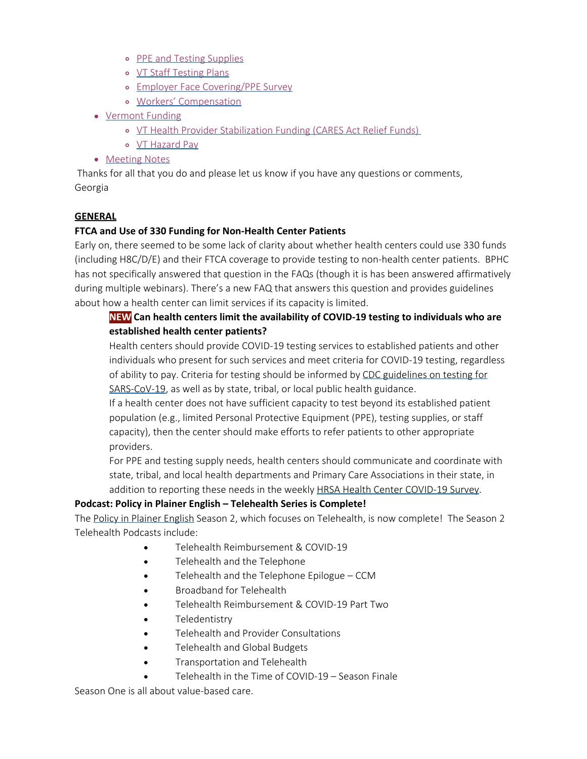- PPE and Testing Supplies
    - VT Staff Testing Plans
    - Employer Face Covering/PPE Survey
    - Workers' Compensation
- Vermont Funding
    - VT Health Provider Stabilization Funding (CARES Act Relief Funds)
    - VT Hazard Pay
- Meeting Notes

Thanks for all that you do and please let us know if you have any questions or comments,
Georgia

## GENERAL

### FTCA and Use of 330 Funding for Non-Health Center Patients

Early on, there seemed to be some lack of clarity about whether health centers could use 330 funds (including H8C/D/E) and their FTCA coverage to provide testing to non-health center patients. BPHC has not specifically answered that question in the FAQs (though it is has been answered affirmatively during multiple webinars). There's a new FAQ that answers this question and provides guidelines about how a health center can limit services if its capacity is limited.

> **NEW Can health centers limit the availability of COVID-19 testing to individuals who are established health center patients?**
>
> Health centers should provide COVID-19 testing services to established patients and other individuals who present for such services and meet criteria for COVID-19 testing, regardless of ability to pay. Criteria for testing should be informed by CDC guidelines on testing for SARS-CoV-19, as well as by state, tribal, or local public health guidance.
>
> If a health center does not have sufficient capacity to test beyond its established patient population (e.g., limited Personal Protective Equipment (PPE), testing supplies, or staff capacity), then the center should make efforts to refer patients to other appropriate providers.
>
> For PPE and testing supply needs, health centers should communicate and coordinate with state, tribal, and local health departments and Primary Care Associations in their state, in addition to reporting these needs in the weekly HRSA Health Center COVID-19 Survey.

### Podcast: Policy in Plainer English – Telehealth Series is Complete!

The Policy in Plainer English Season 2, which focuses on Telehealth, is now complete! The Season 2 Telehealth Podcasts include:

- Telehealth Reimbursement & COVID-19
- Telehealth and the Telephone
- Telehealth and the Telephone Epilogue – CCM
- Broadband for Telehealth
- Telehealth Reimbursement & COVID-19 Part Two
- Teledentistry
- Telehealth and Provider Consultations
- Telehealth and Global Budgets
- Transportation and Telehealth
- Telehealth in the Time of COVID-19 – Season Finale

Season One is all about value-based care.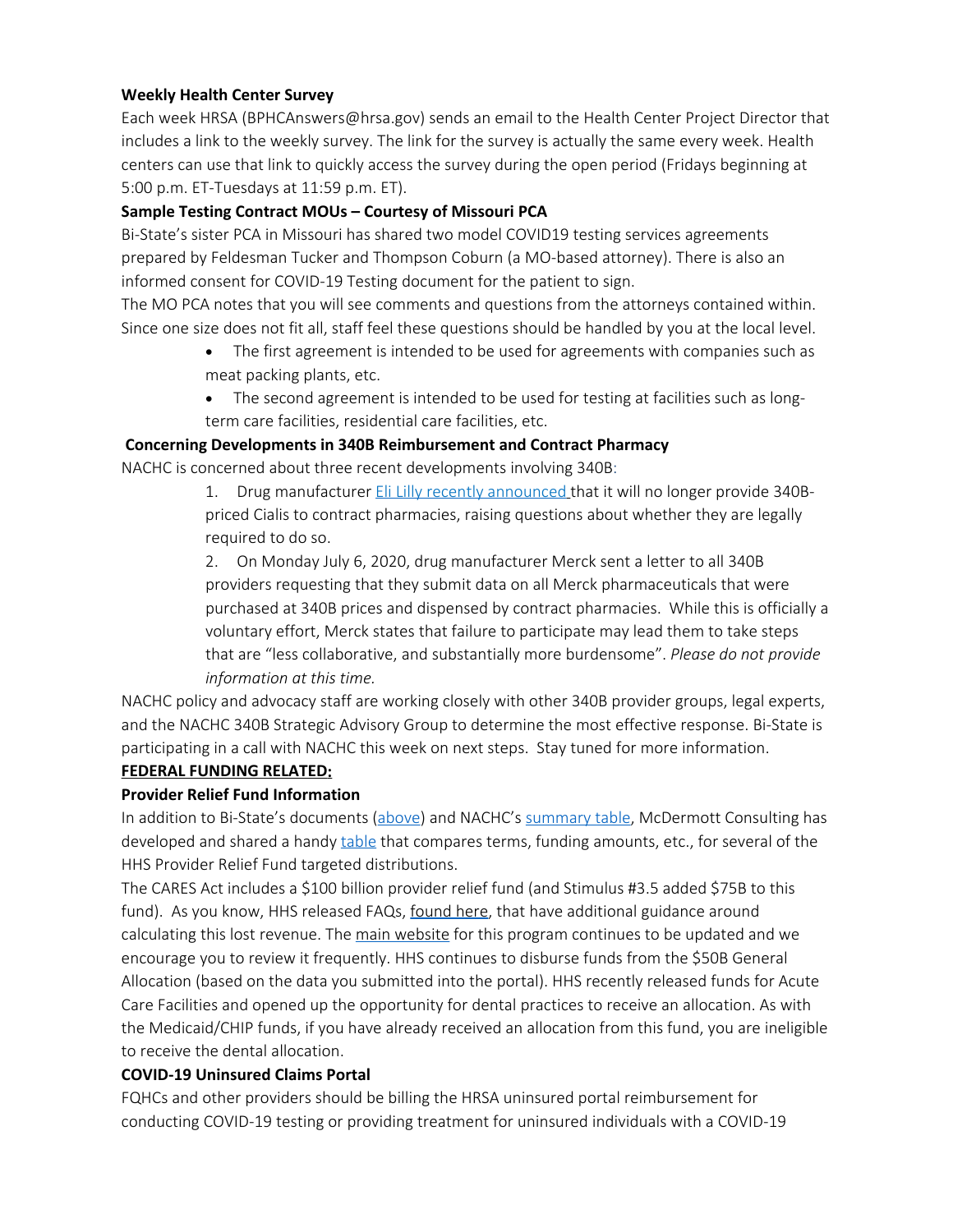**Weekly Health Center Survey**

Each week HRSA (BPHCAnswers@hrsa.gov) sends an email to the Health Center Project Director that includes a link to the weekly survey. The link for the survey is actually the same every week. Health centers can use that link to quickly access the survey during the open period (Fridays beginning at 5:00 p.m. ET-Tuesdays at 11:59 p.m. ET).

**Sample Testing Contract MOUs – Courtesy of Missouri PCA**

Bi-State's sister PCA in Missouri has shared two model COVID19 testing services agreements prepared by Feldesman Tucker and Thompson Coburn (a MO-based attorney). There is also an informed consent for COVID-19 Testing document for the patient to sign.

The MO PCA notes that you will see comments and questions from the attorneys contained within. Since one size does not fit all, staff feel these questions should be handled by you at the local level.

- The first agreement is intended to be used for agreements with companies such as meat packing plants, etc.
- The second agreement is intended to be used for testing at facilities such as long-term care facilities, residential care facilities, etc.

**Concerning Developments in 340B Reimbursement and Contract Pharmacy**

NACHC is concerned about three recent developments involving 340B:

1. Drug manufacturer Eli Lilly recently announced that it will no longer provide 340B-priced Cialis to contract pharmacies, raising questions about whether they are legally required to do so.
2. On Monday July 6, 2020, drug manufacturer Merck sent a letter to all 340B providers requesting that they submit data on all Merck pharmaceuticals that were purchased at 340B prices and dispensed by contract pharmacies. While this is officially a voluntary effort, Merck states that failure to participate may lead them to take steps that are "less collaborative, and substantially more burdensome". *Please do not provide information at this time.*

NACHC policy and advocacy staff are working closely with other 340B provider groups, legal experts, and the NACHC 340B Strategic Advisory Group to determine the most effective response. Bi-State is participating in a call with NACHC this week on next steps. Stay tuned for more information.

**FEDERAL FUNDING RELATED:**

**Provider Relief Fund Information**

In addition to Bi-State's documents (above) and NACHC's summary table, McDermott Consulting has developed and shared a handy table that compares terms, funding amounts, etc., for several of the HHS Provider Relief Fund targeted distributions.

The CARES Act includes a $100 billion provider relief fund (and Stimulus #3.5 added $75B to this fund). As you know, HHS released FAQs, found here, that have additional guidance around calculating this lost revenue. The main website for this program continues to be updated and we encourage you to review it frequently. HHS continues to disburse funds from the $50B General Allocation (based on the data you submitted into the portal). HHS recently released funds for Acute Care Facilities and opened up the opportunity for dental practices to receive an allocation. As with the Medicaid/CHIP funds, if you have already received an allocation from this fund, you are ineligible to receive the dental allocation.

**COVID-19 Uninsured Claims Portal**

FQHCs and other providers should be billing the HRSA uninsured portal reimbursement for conducting COVID-19 testing or providing treatment for uninsured individuals with a COVID-19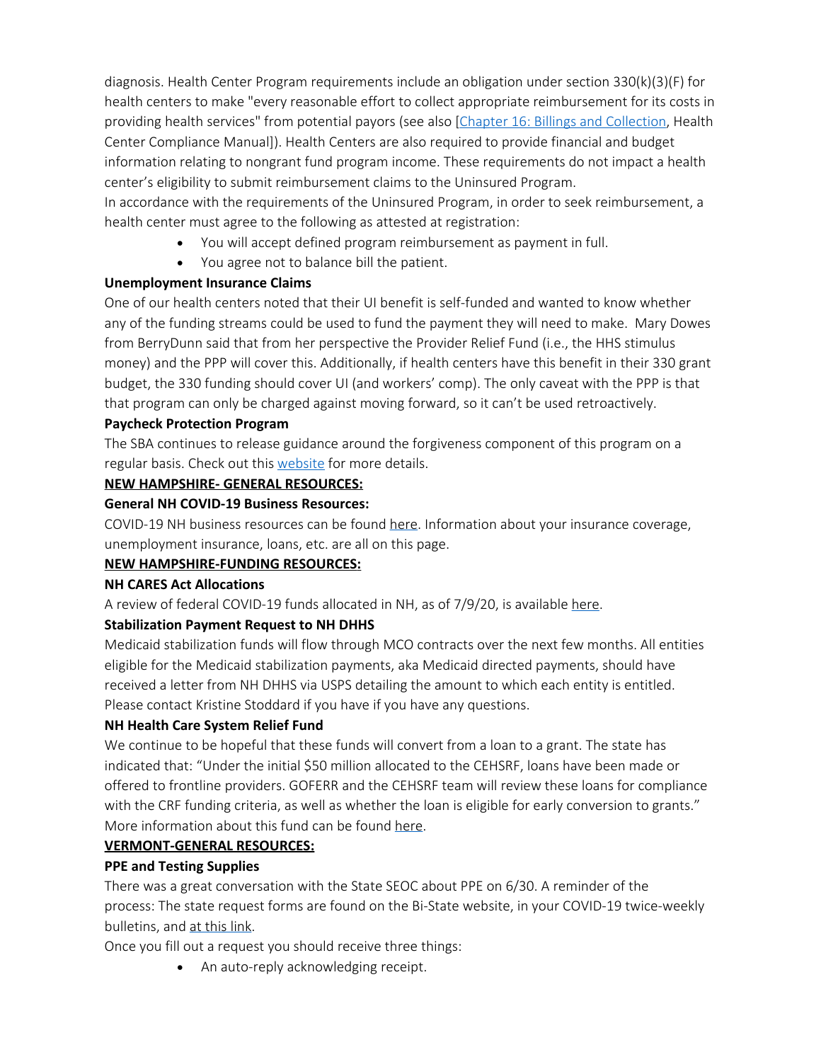diagnosis. Health Center Program requirements include an obligation under section 330(k)(3)(F) for health centers to make "every reasonable effort to collect appropriate reimbursement for its costs in providing health services" from potential payors (see also [Chapter 16: Billings and Collection, Health Center Compliance Manual]). Health Centers are also required to provide financial and budget information relating to nongrant fund program income. These requirements do not impact a health center's eligibility to submit reimbursement claims to the Uninsured Program.

In accordance with the requirements of the Uninsured Program, in order to seek reimbursement, a health center must agree to the following as attested at registration:

- You will accept defined program reimbursement as payment in full.
- You agree not to balance bill the patient.

**Unemployment Insurance Claims**

One of our health centers noted that their UI benefit is self-funded and wanted to know whether any of the funding streams could be used to fund the payment they will need to make. Mary Dowes from BerryDunn said that from her perspective the Provider Relief Fund (i.e., the HHS stimulus money) and the PPP will cover this. Additionally, if health centers have this benefit in their 330 grant budget, the 330 funding should cover UI (and workers' comp). The only caveat with the PPP is that that program can only be charged against moving forward, so it can't be used retroactively.

**Paycheck Protection Program**

The SBA continues to release guidance around the forgiveness component of this program on a regular basis. Check out this website for more details.

**NEW HAMPSHIRE- GENERAL RESOURCES:**

**General NH COVID-19 Business Resources:**

COVID-19 NH business resources can be found here. Information about your insurance coverage, unemployment insurance, loans, etc. are all on this page.

**NEW HAMPSHIRE-FUNDING RESOURCES:**

**NH CARES Act Allocations**

A review of federal COVID-19 funds allocated in NH, as of 7/9/20, is available here.

**Stabilization Payment Request to NH DHHS**

Medicaid stabilization funds will flow through MCO contracts over the next few months. All entities eligible for the Medicaid stabilization payments, aka Medicaid directed payments, should have received a letter from NH DHHS via USPS detailing the amount to which each entity is entitled. Please contact Kristine Stoddard if you have if you have any questions.

**NH Health Care System Relief Fund**

We continue to be hopeful that these funds will convert from a loan to a grant. The state has indicated that: "Under the initial $50 million allocated to the CEHSRF, loans have been made or offered to frontline providers. GOFERR and the CEHSRF team will review these loans for compliance with the CRF funding criteria, as well as whether the loan is eligible for early conversion to grants." More information about this fund can be found here.

**VERMONT-GENERAL RESOURCES:**

**PPE and Testing Supplies**

There was a great conversation with the State SEOC about PPE on 6/30. A reminder of the process: The state request forms are found on the Bi-State website, in your COVID-19 twice-weekly bulletins, and at this link.

Once you fill out a request you should receive three things:

- An auto-reply acknowledging receipt.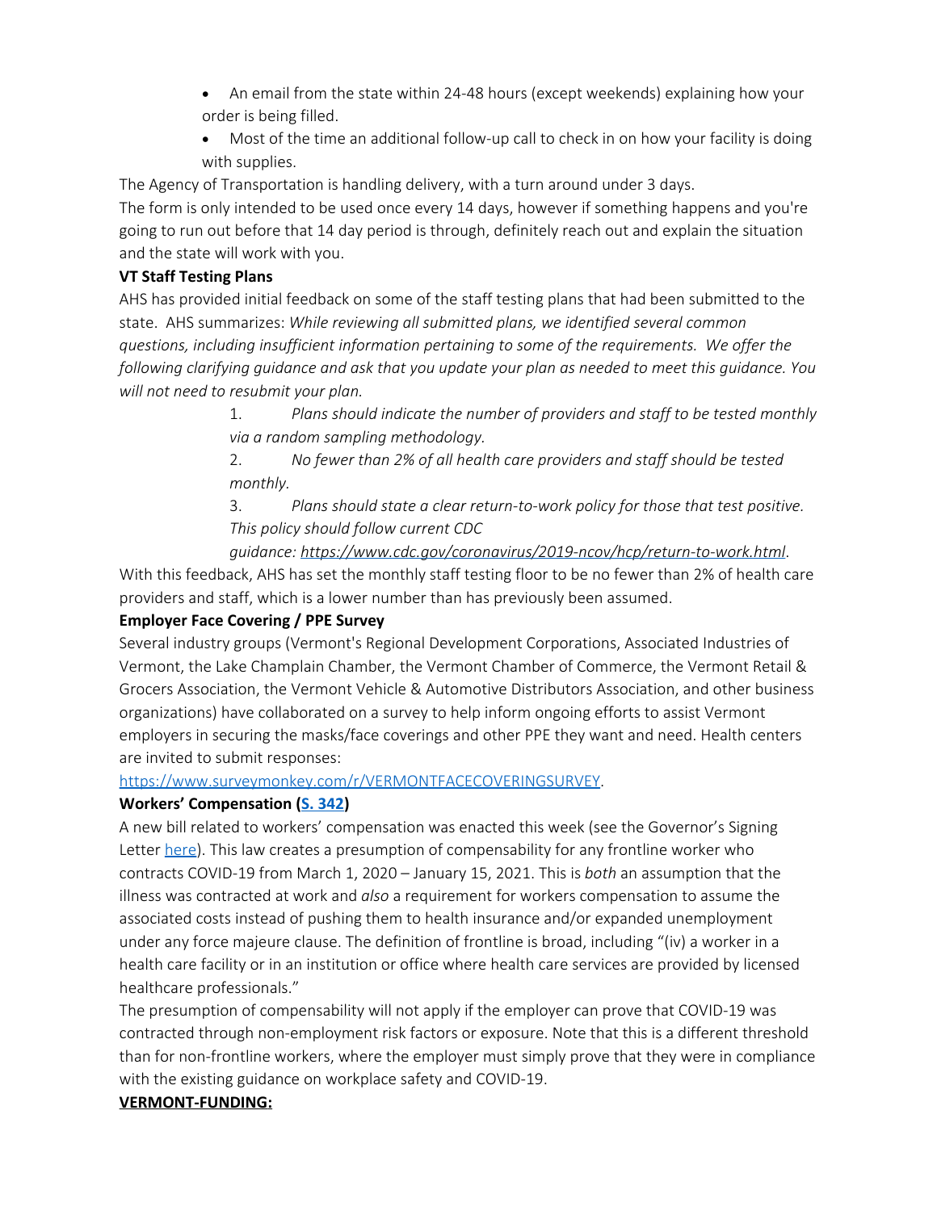- An email from the state within 24-48 hours (except weekends) explaining how your order is being filled.
- Most of the time an additional follow-up call to check in on how your facility is doing with supplies.

The Agency of Transportation is handling delivery, with a turn around under 3 days.

The form is only intended to be used once every 14 days, however if something happens and you're going to run out before that 14 day period is through, definitely reach out and explain the situation and the state will work with you.

**VT Staff Testing Plans**

AHS has provided initial feedback on some of the staff testing plans that had been submitted to the state. AHS summarizes: *While reviewing all submitted plans, we identified several common questions, including insufficient information pertaining to some of the requirements. We offer the following clarifying guidance and ask that you update your plan as needed to meet this guidance. You will not need to resubmit your plan.*

1. *Plans should indicate the number of providers and staff to be tested monthly via a random sampling methodology.*
2. *No fewer than 2% of all health care providers and staff should be tested monthly.*
3. *Plans should state a clear return-to-work policy for those that test positive. This policy should follow current CDC guidance: https://www.cdc.gov/coronavirus/2019-ncov/hcp/return-to-work.html*.

With this feedback, AHS has set the monthly staff testing floor to be no fewer than 2% of health care providers and staff, which is a lower number than has previously been assumed.

**Employer Face Covering / PPE Survey**

Several industry groups (Vermont's Regional Development Corporations, Associated Industries of Vermont, the Lake Champlain Chamber, the Vermont Chamber of Commerce, the Vermont Retail & Grocers Association, the Vermont Vehicle & Automotive Distributors Association, and other business organizations) have collaborated on a survey to help inform ongoing efforts to assist Vermont employers in securing the masks/face coverings and other PPE they want and need. Health centers are invited to submit responses:

https://www.surveymonkey.com/r/VERMONTFACECOVERINGSURVEY.

**Workers' Compensation (S. 342)**

A new bill related to workers' compensation was enacted this week (see the Governor's Signing Letter here). This law creates a presumption of compensability for any frontline worker who contracts COVID-19 from March 1, 2020 – January 15, 2021. This is *both* an assumption that the illness was contracted at work and *also* a requirement for workers compensation to assume the associated costs instead of pushing them to health insurance and/or expanded unemployment under any force majeure clause. The definition of frontline is broad, including "(iv) a worker in a health care facility or in an institution or office where health care services are provided by licensed healthcare professionals."

The presumption of compensability will not apply if the employer can prove that COVID-19 was contracted through non-employment risk factors or exposure. Note that this is a different threshold than for non-frontline workers, where the employer must simply prove that they were in compliance with the existing guidance on workplace safety and COVID-19.

**VERMONT-FUNDING:**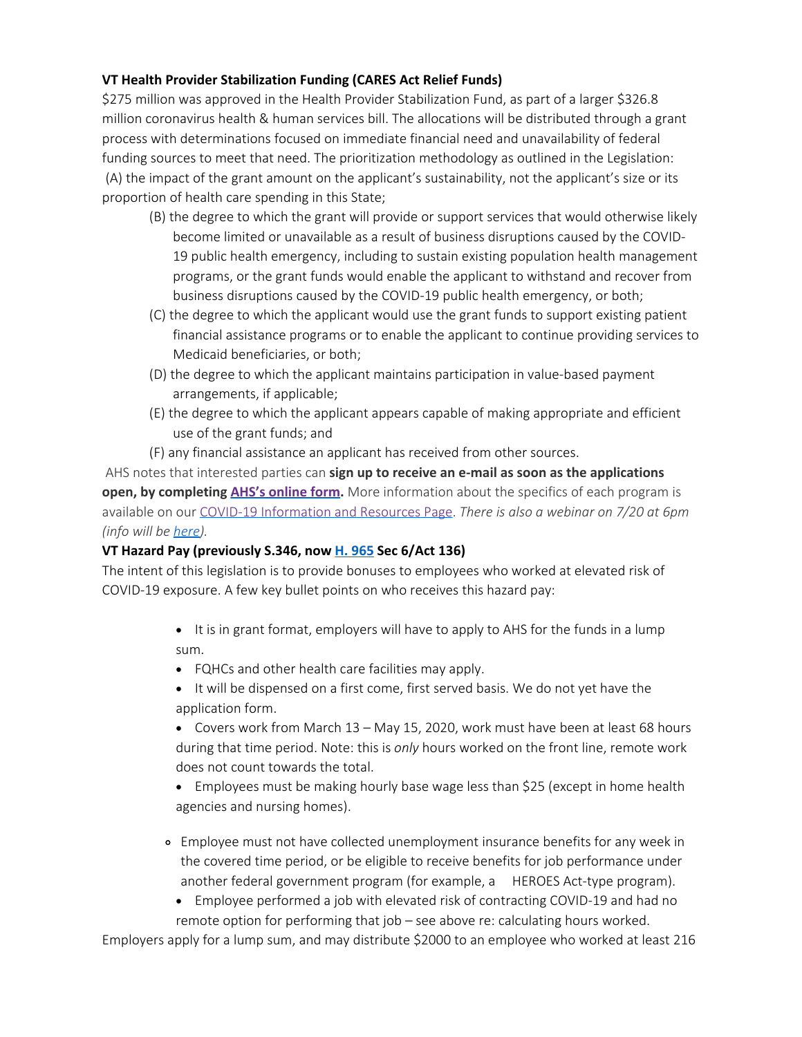**VT Health Provider Stabilization Funding (CARES Act Relief Funds)**

$275 million was approved in the Health Provider Stabilization Fund, as part of a larger $326.8 million coronavirus health & human services bill. The allocations will be distributed through a grant process with determinations focused on immediate financial need and unavailability of federal funding sources to meet that need. The prioritization methodology as outlined in the Legislation:

(A) the impact of the grant amount on the applicant's sustainability, not the applicant's size or its proportion of health care spending in this State;

(B) the degree to which the grant will provide or support services that would otherwise likely become limited or unavailable as a result of business disruptions caused by the COVID-19 public health emergency, including to sustain existing population health management programs, or the grant funds would enable the applicant to withstand and recover from business disruptions caused by the COVID-19 public health emergency, or both;

(C) the degree to which the applicant would use the grant funds to support existing patient financial assistance programs or to enable the applicant to continue providing services to Medicaid beneficiaries, or both;

(D) the degree to which the applicant maintains participation in value-based payment arrangements, if applicable;

(E) the degree to which the applicant appears capable of making appropriate and efficient use of the grant funds; and

(F) any financial assistance an applicant has received from other sources.

AHS notes that interested parties can **sign up to receive an e-mail as soon as the applications open, by completing [AHS's online form](#).** More information about the specifics of each program is available on our [COVID-19 Information and Resources Page](#). *There is also a webinar on 7/20 at 6pm (info will be [here](#)).*

**VT Hazard Pay (previously S.346, now [H. 965](#) Sec 6/Act 136)**

The intent of this legislation is to provide bonuses to employees who worked at elevated risk of COVID-19 exposure. A few key bullet points on who receives this hazard pay:

- It is in grant format, employers will have to apply to AHS for the funds in a lump sum.
- FQHCs and other health care facilities may apply.
- It will be dispensed on a first come, first served basis. We do not yet have the application form.
- Covers work from March 13 – May 15, 2020, work must have been at least 68 hours during that time period. Note: this is *only* hours worked on the front line, remote work does not count towards the total.
- Employees must be making hourly base wage less than $25 (except in home health agencies and nursing homes).
  - Employee must not have collected unemployment insurance benefits for any week in the covered time period, or be eligible to receive benefits for job performance under another federal government program (for example, a HEROES Act-type program).
- Employee performed a job with elevated risk of contracting COVID-19 and had no remote option for performing that job – see above re: calculating hours worked.

Employers apply for a lump sum, and may distribute $2000 to an employee who worked at least 216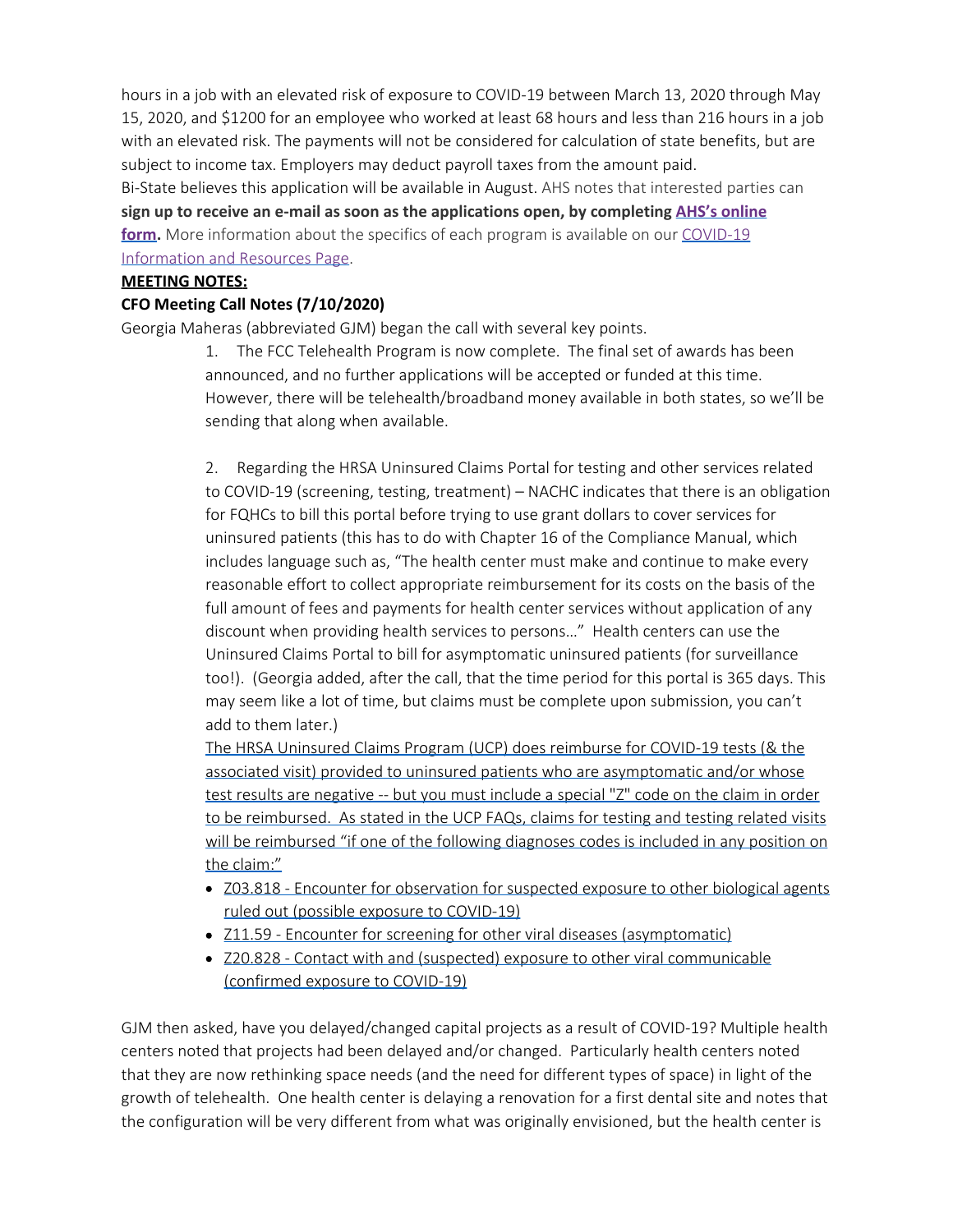hours in a job with an elevated risk of exposure to COVID-19 between March 13, 2020 through May 15, 2020, and $1200 for an employee who worked at least 68 hours and less than 216 hours in a job with an elevated risk. The payments will not be considered for calculation of state benefits, but are subject to income tax. Employers may deduct payroll taxes from the amount paid.

Bi-State believes this application will be available in August. AHS notes that interested parties can **sign up to receive an e-mail as soon as the applications open, by completing AHS's online form.** More information about the specifics of each program is available on our COVID-19 Information and Resources Page.

**MEETING NOTES:**

**CFO Meeting Call Notes (7/10/2020)**

Georgia Maheras (abbreviated GJM) began the call with several key points.

1. The FCC Telehealth Program is now complete. The final set of awards has been announced, and no further applications will be accepted or funded at this time. However, there will be telehealth/broadband money available in both states, so we'll be sending that along when available.

2. Regarding the HRSA Uninsured Claims Portal for testing and other services related to COVID-19 (screening, testing, treatment) – NACHC indicates that there is an obligation for FQHCs to bill this portal before trying to use grant dollars to cover services for uninsured patients (this has to do with Chapter 16 of the Compliance Manual, which includes language such as, "The health center must make and continue to make every reasonable effort to collect appropriate reimbursement for its costs on the basis of the full amount of fees and payments for health center services without application of any discount when providing health services to persons…" Health centers can use the Uninsured Claims Portal to bill for asymptomatic uninsured patients (for surveillance too!). (Georgia added, after the call, that the time period for this portal is 365 days. This may seem like a lot of time, but claims must be complete upon submission, you can't add to them later.)

   The HRSA Uninsured Claims Program (UCP) does reimburse for COVID-19 tests (& the associated visit) provided to uninsured patients who are asymptomatic and/or whose test results are negative -- but you must include a special "Z" code on the claim in order to be reimbursed. As stated in the UCP FAQs, claims for testing and testing related visits will be reimbursed "if one of the following diagnoses codes is included in any position on the claim:"

   - Z03.818 - Encounter for observation for suspected exposure to other biological agents ruled out (possible exposure to COVID-19)
   - Z11.59 - Encounter for screening for other viral diseases (asymptomatic)
   - Z20.828 - Contact with and (suspected) exposure to other viral communicable (confirmed exposure to COVID-19)

GJM then asked, have you delayed/changed capital projects as a result of COVID-19? Multiple health centers noted that projects had been delayed and/or changed. Particularly health centers noted that they are now rethinking space needs (and the need for different types of space) in light of the growth of telehealth. One health center is delaying a renovation for a first dental site and notes that the configuration will be very different from what was originally envisioned, but the health center is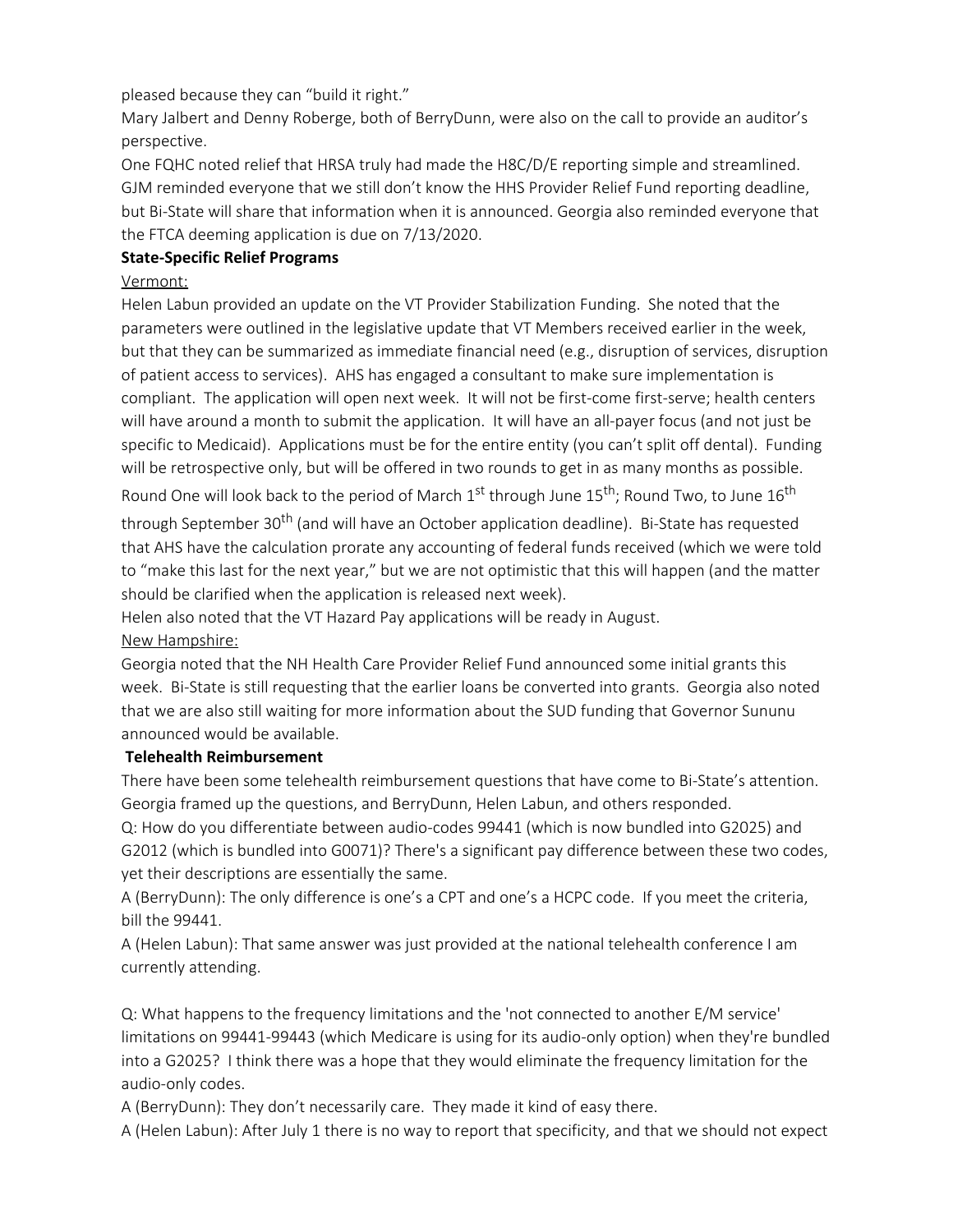pleased because they can "build it right."

Mary Jalbert and Denny Roberge, both of BerryDunn, were also on the call to provide an auditor's perspective.

One FQHC noted relief that HRSA truly had made the H8C/D/E reporting simple and streamlined.

GJM reminded everyone that we still don't know the HHS Provider Relief Fund reporting deadline, but Bi-State will share that information when it is announced. Georgia also reminded everyone that the FTCA deeming application is due on 7/13/2020.

**State-Specific Relief Programs**

Vermont:

Helen Labun provided an update on the VT Provider Stabilization Funding. She noted that the parameters were outlined in the legislative update that VT Members received earlier in the week, but that they can be summarized as immediate financial need (e.g., disruption of services, disruption of patient access to services). AHS has engaged a consultant to make sure implementation is compliant. The application will open next week. It will not be first-come first-serve; health centers will have around a month to submit the application. It will have an all-payer focus (and not just be specific to Medicaid). Applications must be for the entire entity (you can't split off dental). Funding will be retrospective only, but will be offered in two rounds to get in as many months as possible. Round One will look back to the period of March 1st through June 15th; Round Two, to June 16th through September 30th (and will have an October application deadline). Bi-State has requested that AHS have the calculation prorate any accounting of federal funds received (which we were told to "make this last for the next year," but we are not optimistic that this will happen (and the matter should be clarified when the application is released next week).

Helen also noted that the VT Hazard Pay applications will be ready in August.

New Hampshire:

Georgia noted that the NH Health Care Provider Relief Fund announced some initial grants this week. Bi-State is still requesting that the earlier loans be converted into grants. Georgia also noted that we are also still waiting for more information about the SUD funding that Governor Sununu announced would be available.

**Telehealth Reimbursement**

There have been some telehealth reimbursement questions that have come to Bi-State's attention. Georgia framed up the questions, and BerryDunn, Helen Labun, and others responded.

Q: How do you differentiate between audio-codes 99441 (which is now bundled into G2025) and G2012 (which is bundled into G0071)? There's a significant pay difference between these two codes, yet their descriptions are essentially the same.

A (BerryDunn): The only difference is one's a CPT and one's a HCPC code. If you meet the criteria, bill the 99441.

A (Helen Labun): That same answer was just provided at the national telehealth conference I am currently attending.

Q: What happens to the frequency limitations and the 'not connected to another E/M service' limitations on 99441-99443 (which Medicare is using for its audio-only option) when they're bundled into a G2025? I think there was a hope that they would eliminate the frequency limitation for the audio-only codes.

A (BerryDunn): They don't necessarily care. They made it kind of easy there.

A (Helen Labun): After July 1 there is no way to report that specificity, and that we should not expect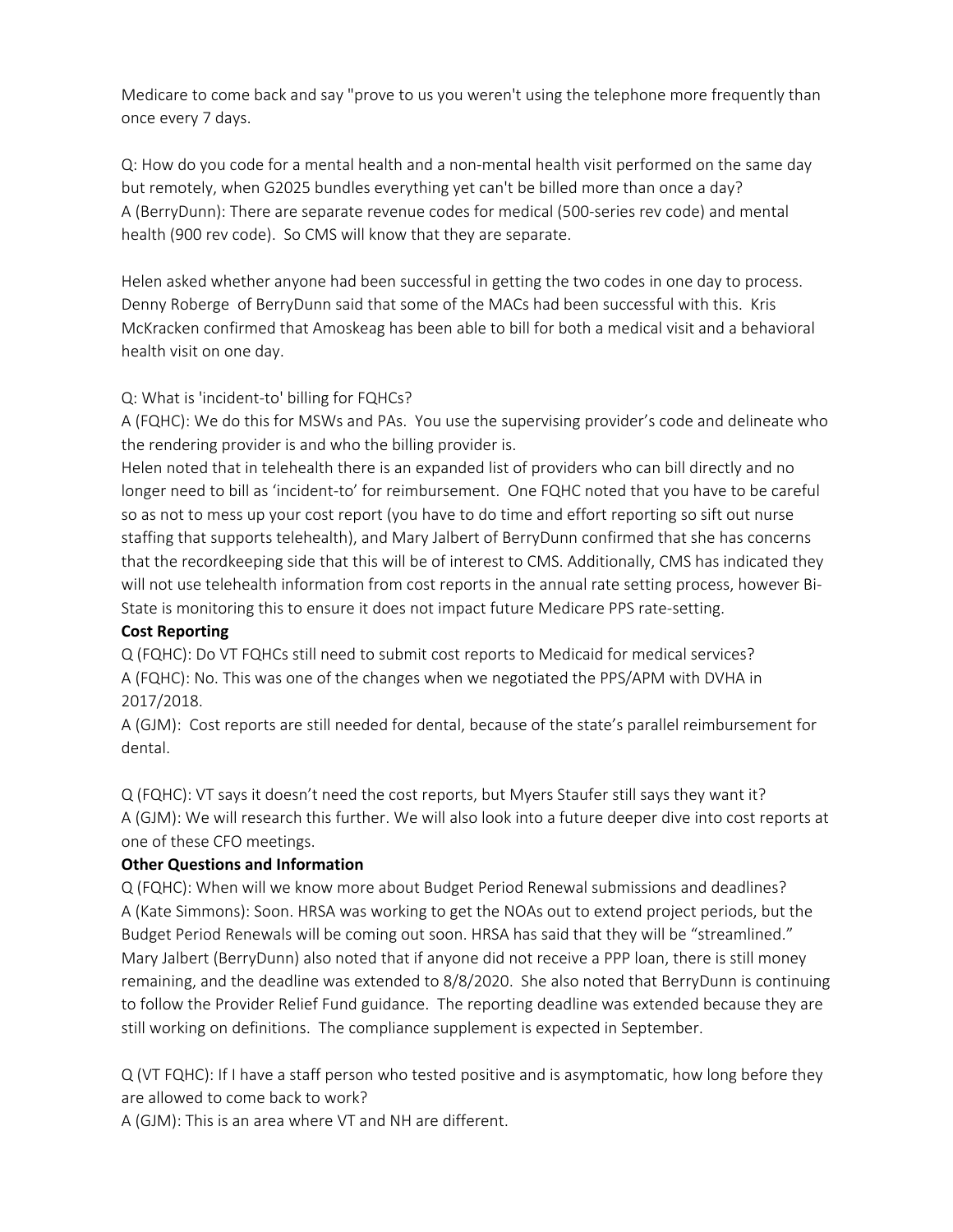Medicare to come back and say "prove to us you weren't using the telephone more frequently than once every 7 days.

Q: How do you code for a mental health and a non-mental health visit performed on the same day but remotely, when G2025 bundles everything yet can't be billed more than once a day?
A (BerryDunn): There are separate revenue codes for medical (500-series rev code) and mental health (900 rev code). So CMS will know that they are separate.

Helen asked whether anyone had been successful in getting the two codes in one day to process. Denny Roberge of BerryDunn said that some of the MACs had been successful with this. Kris McKracken confirmed that Amoskeag has been able to bill for both a medical visit and a behavioral health visit on one day.

Q: What is 'incident-to' billing for FQHCs?
A (FQHC): We do this for MSWs and PAs. You use the supervising provider's code and delineate who the rendering provider is and who the billing provider is.
Helen noted that in telehealth there is an expanded list of providers who can bill directly and no longer need to bill as 'incident-to' for reimbursement. One FQHC noted that you have to be careful so as not to mess up your cost report (you have to do time and effort reporting so sift out nurse staffing that supports telehealth), and Mary Jalbert of BerryDunn confirmed that she has concerns that the recordkeeping side that this will be of interest to CMS. Additionally, CMS has indicated they will not use telehealth information from cost reports in the annual rate setting process, however Bi-State is monitoring this to ensure it does not impact future Medicare PPS rate-setting.

**Cost Reporting**

Q (FQHC): Do VT FQHCs still need to submit cost reports to Medicaid for medical services?
A (FQHC): No. This was one of the changes when we negotiated the PPS/APM with DVHA in 2017/2018.
A (GJM): Cost reports are still needed for dental, because of the state's parallel reimbursement for dental.

Q (FQHC): VT says it doesn't need the cost reports, but Myers Staufer still says they want it?
A (GJM): We will research this further. We will also look into a future deeper dive into cost reports at one of these CFO meetings.

**Other Questions and Information**

Q (FQHC): When will we know more about Budget Period Renewal submissions and deadlines?
A (Kate Simmons): Soon. HRSA was working to get the NOAs out to extend project periods, but the Budget Period Renewals will be coming out soon. HRSA has said that they will be "streamlined." Mary Jalbert (BerryDunn) also noted that if anyone did not receive a PPP loan, there is still money remaining, and the deadline was extended to 8/8/2020. She also noted that BerryDunn is continuing to follow the Provider Relief Fund guidance. The reporting deadline was extended because they are still working on definitions. The compliance supplement is expected in September.

Q (VT FQHC): If I have a staff person who tested positive and is asymptomatic, how long before they are allowed to come back to work?
A (GJM): This is an area where VT and NH are different.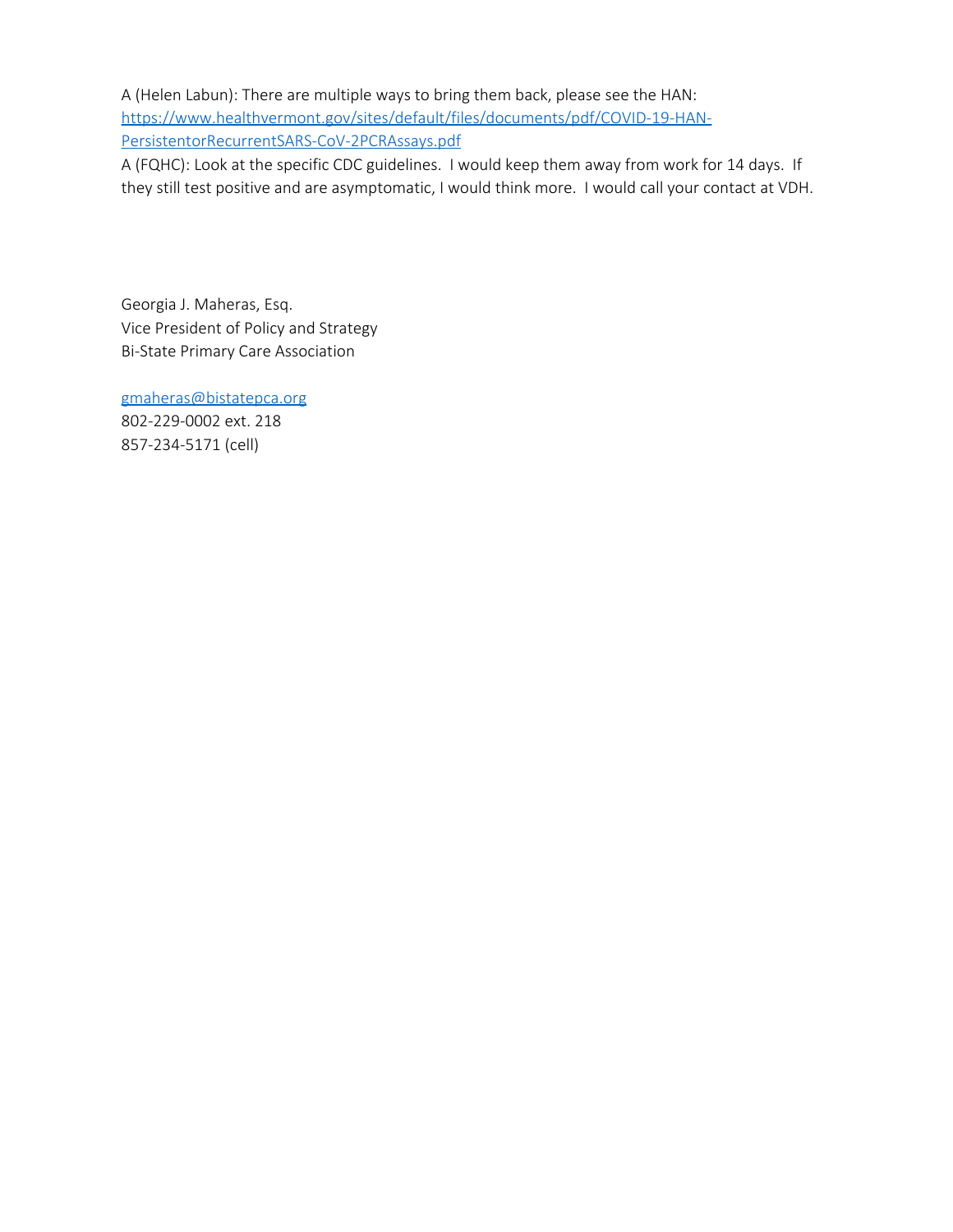A (Helen Labun): There are multiple ways to bring them back, please see the HAN: [https://www.healthvermont.gov/sites/default/files/documents/pdf/COVID-19-HAN-PersistentorRecurrentSARS-CoV-2PCRAssays.pdf](https://www.healthvermont.gov/sites/default/files/documents/pdf/COVID-19-HAN-PersistentorRecurrentSARS-CoV-2PCRAssays.pdf)

A (FQHC): Look at the specific CDC guidelines. I would keep them away from work for 14 days. If they still test positive and are asymptomatic, I would think more. I would call your contact at VDH.

Georgia J. Maheras, Esq.
Vice President of Policy and Strategy
Bi-State Primary Care Association

[gmaheras@bistatepca.org](mailto:gmaheras@bistatepca.org)
802-229-0002 ext. 218
857-234-5171 (cell)